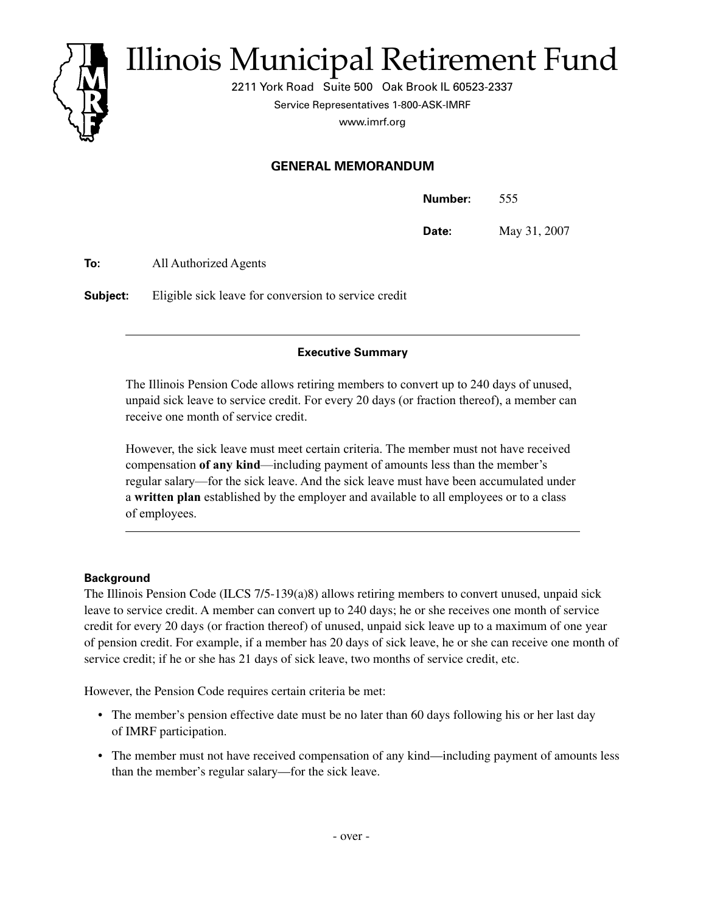# Illinois Municipal Retirement Fund

2211 York Road Suite 500 Oak Brook IL 60523-2337

Service Representatives 1-800-ASK-IMRF

www.imrf.org

## GENERAL MEMORANDUM

**Number:** 555

**Date:** May 31, 2007

**To:** All Authorized Agents

**Subject:** Eligible sick leave for conversion to service credit

---

### Executive Summary

The Illinois Pension Code allows retiring members to convert up to 240 days of unused, unpaid sick leave to service credit. For every 20 days (or fraction thereof), a member can receive one month of service credit.

However, the sick leave must meet certain criteria. The member must not have received compensation **of any kind**—including payment of amounts less than the member's regular salary—for the sick leave. And the sick leave must have been accumulated under a **written plan** established by the employer and available to all employees or to a class of employees.

---

### Background

The Illinois Pension Code (ILCS 7/5-139(a)8) allows retiring members to convert unused, unpaid sick leave to service credit. A member can convert up to 240 days; he or she receives one month of service credit for every 20 days (or fraction thereof) of unused, unpaid sick leave up to a maximum of one year of pension credit. For example, if a member has 20 days of sick leave, he or she can receive one month of service credit; if he or she has 21 days of sick leave, two months of service credit, etc.

However, the Pension Code requires certain criteria be met:

- The member's pension effective date must be no later than 60 days following his or her last day of IMRF participation.
- The member must not have received compensation of any kind—including payment of amounts less than the member's regular salary—for the sick leave.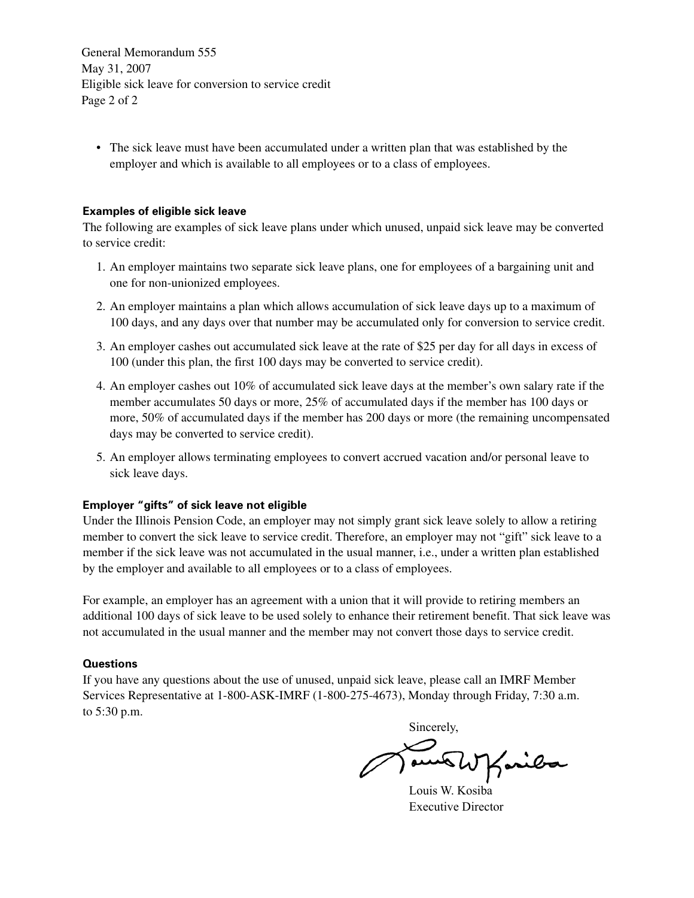- The sick leave must have been accumulated under a written plan that was established by the employer and which is available to all employees or to a class of employees.

**Examples of eligible sick leave**

The following are examples of sick leave plans under which unused, unpaid sick leave may be converted to service credit:

1. An employer maintains two separate sick leave plans, one for employees of a bargaining unit and one for non-unionized employees.
2. An employer maintains a plan which allows accumulation of sick leave days up to a maximum of 100 days, and any days over that number may be accumulated only for conversion to service credit.
3. An employer cashes out accumulated sick leave at the rate of $25 per day for all days in excess of 100 (under this plan, the first 100 days may be converted to service credit).
4. An employer cashes out 10% of accumulated sick leave days at the member's own salary rate if the member accumulates 50 days or more, 25% of accumulated days if the member has 100 days or more, 50% of accumulated days if the member has 200 days or more (the remaining uncompensated days may be converted to service credit).
5. An employer allows terminating employees to convert accrued vacation and/or personal leave to sick leave days.

**Employer "gifts" of sick leave not eligible**

Under the Illinois Pension Code, an employer may not simply grant sick leave solely to allow a retiring member to convert the sick leave to service credit. Therefore, an employer may not "gift" sick leave to a member if the sick leave was not accumulated in the usual manner, i.e., under a written plan established by the employer and available to all employees or to a class of employees.

For example, an employer has an agreement with a union that it will provide to retiring members an additional 100 days of sick leave to be used solely to enhance their retirement benefit. That sick leave was not accumulated in the usual manner and the member may not convert those days to service credit.

**Questions**

If you have any questions about the use of unused, unpaid sick leave, please call an IMRF Member Services Representative at 1-800-ASK-IMRF (1-800-275-4673), Monday through Friday, 7:30 a.m. to 5:30 p.m.

Sincerely,

Louis W. Kosiba
Executive Director